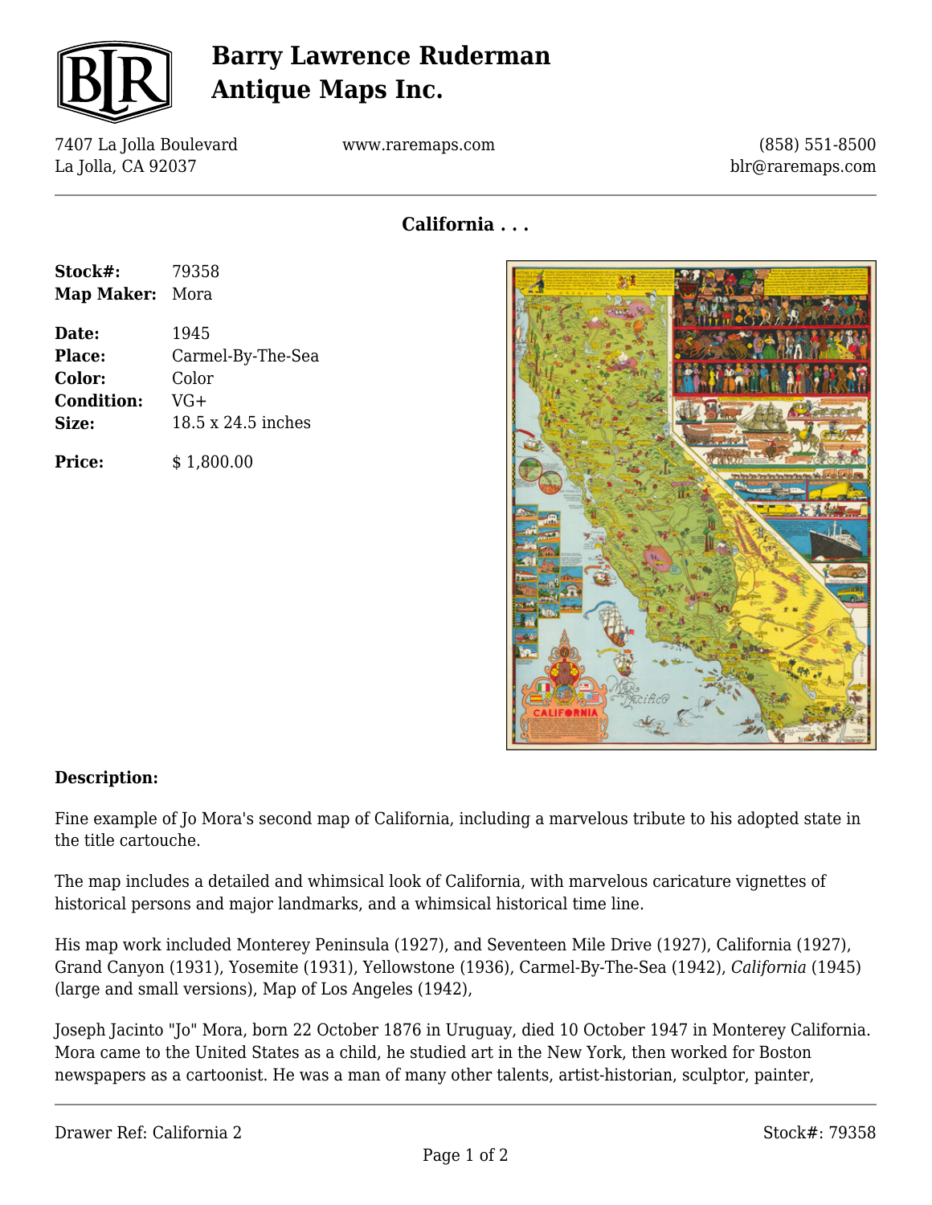# Barry Lawrence Ruderman Antique Maps Inc.

7407 La Jolla Boulevard
La Jolla, CA 92037

www.raremaps.com

(858) 551-8500
blr@raremaps.com

## California . . .

| | |
|---|---|
| **Stock#:** | 79358 |
| **Map Maker:** | Mora |
| **Date:** | 1945 |
| **Place:** | Carmel-By-The-Sea |
| **Color:** | Color |
| **Condition:** | VG+ |
| **Size:** | 18.5 x 24.5 inches |
| **Price:** | $ 1,800.00 |

### Description:

Fine example of Jo Mora's second map of California, including a marvelous tribute to his adopted state in the title cartouche.

The map includes a detailed and whimsical look of California, with marvelous caricature vignettes of historical persons and major landmarks, and a whimsical historical time line.

His map work included Monterey Peninsula (1927), and Seventeen Mile Drive (1927), California (1927), Grand Canyon (1931), Yosemite (1931), Yellowstone (1936), Carmel-By-The-Sea (1942), *California* (1945) (large and small versions), Map of Los Angeles (1942),

Joseph Jacinto "Jo" Mora, born 22 October 1876 in Uruguay, died 10 October 1947 in Monterey California. Mora came to the United States as a child, he studied art in the New York, then worked for Boston newspapers as a cartoonist. He was a man of many other talents, artist-historian, sculptor, painter,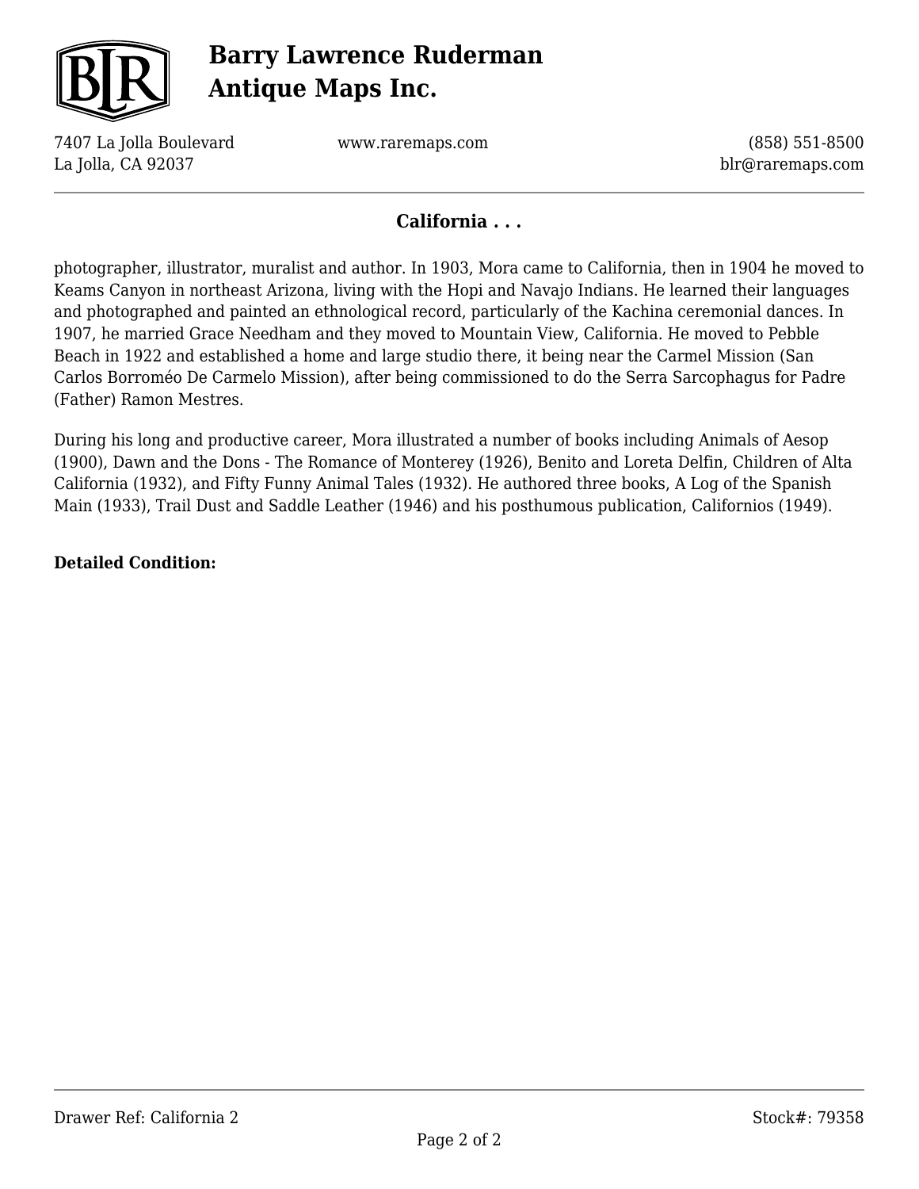## California . . .

photographer, illustrator, muralist and author. In 1903, Mora came to California, then in 1904 he moved to Keams Canyon in northeast Arizona, living with the Hopi and Navajo Indians. He learned their languages and photographed and painted an ethnological record, particularly of the Kachina ceremonial dances. In 1907, he married Grace Needham and they moved to Mountain View, California. He moved to Pebble Beach in 1922 and established a home and large studio there, it being near the Carmel Mission (San Carlos Borroméo De Carmelo Mission), after being commissioned to do the Serra Sarcophagus for Padre (Father) Ramon Mestres.

During his long and productive career, Mora illustrated a number of books including Animals of Aesop (1900), Dawn and the Dons - The Romance of Monterey (1926), Benito and Loreta Delfin, Children of Alta California (1932), and Fifty Funny Animal Tales (1932). He authored three books, A Log of the Spanish Main (1933), Trail Dust and Saddle Leather (1946) and his posthumous publication, Californios (1949).

**Detailed Condition:**